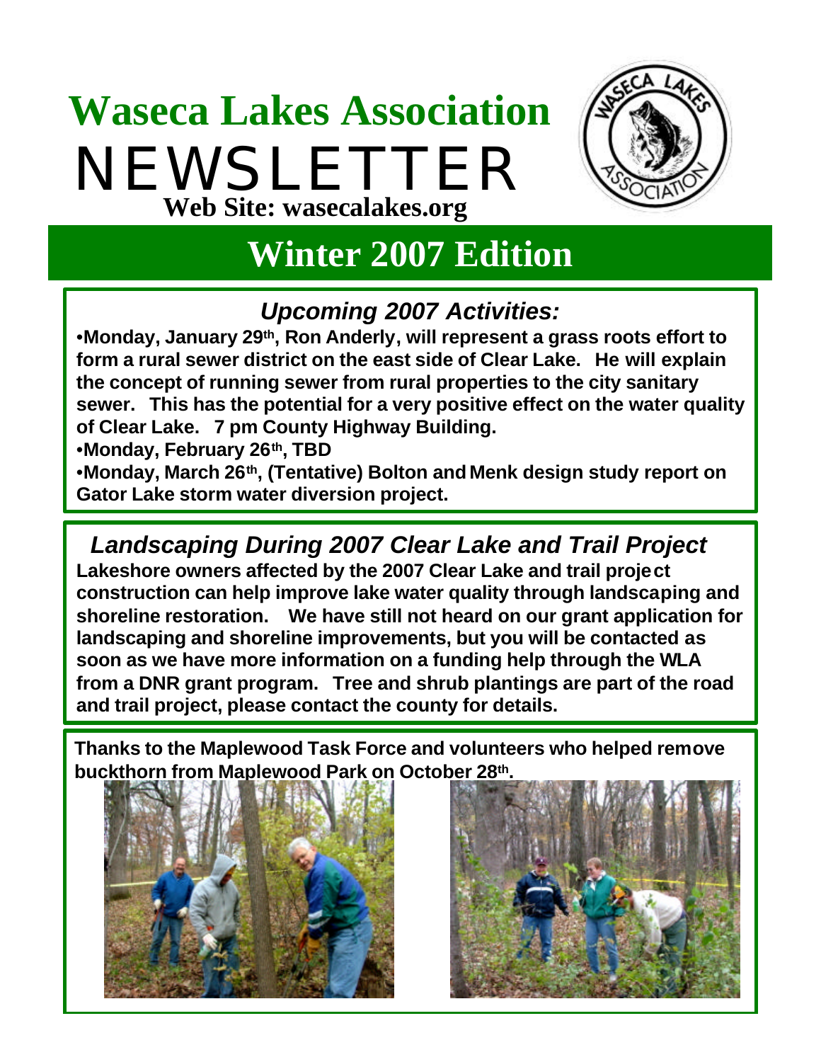# Waseca Lakes Association

# NEWSLETTER

**Web Site: wasecalakes.org**

## Winter 2007 Edition

### *Upcoming 2007 Activities:*

- **Monday, January 29th, Ron Anderly, will represent a grass roots effort to form a rural sewer district on the east side of Clear Lake. He will explain the concept of running sewer from rural properties to the city sanitary sewer. This has the potential for a very positive effect on the water quality of Clear Lake. 7 pm County Highway Building.**
- **Monday, February 26th, TBD**
- **Monday, March 26th, (Tentative) Bolton and Menk design study report on Gator Lake storm water diversion project.**

### *Landscaping During 2007 Clear Lake and Trail Project*

**Lakeshore owners affected by the 2007 Clear Lake and trail project construction can help improve lake water quality through landscaping and shoreline restoration. We have still not heard on our grant application for landscaping and shoreline improvements, but you will be contacted as soon as we have more information on a funding help through the WLA from a DNR grant program. Tree and shrub plantings are part of the road and trail project, please contact the county for details.**

**Thanks to the Maplewood Task Force and volunteers who helped remove buckthorn from Maplewood Park on October 28th.**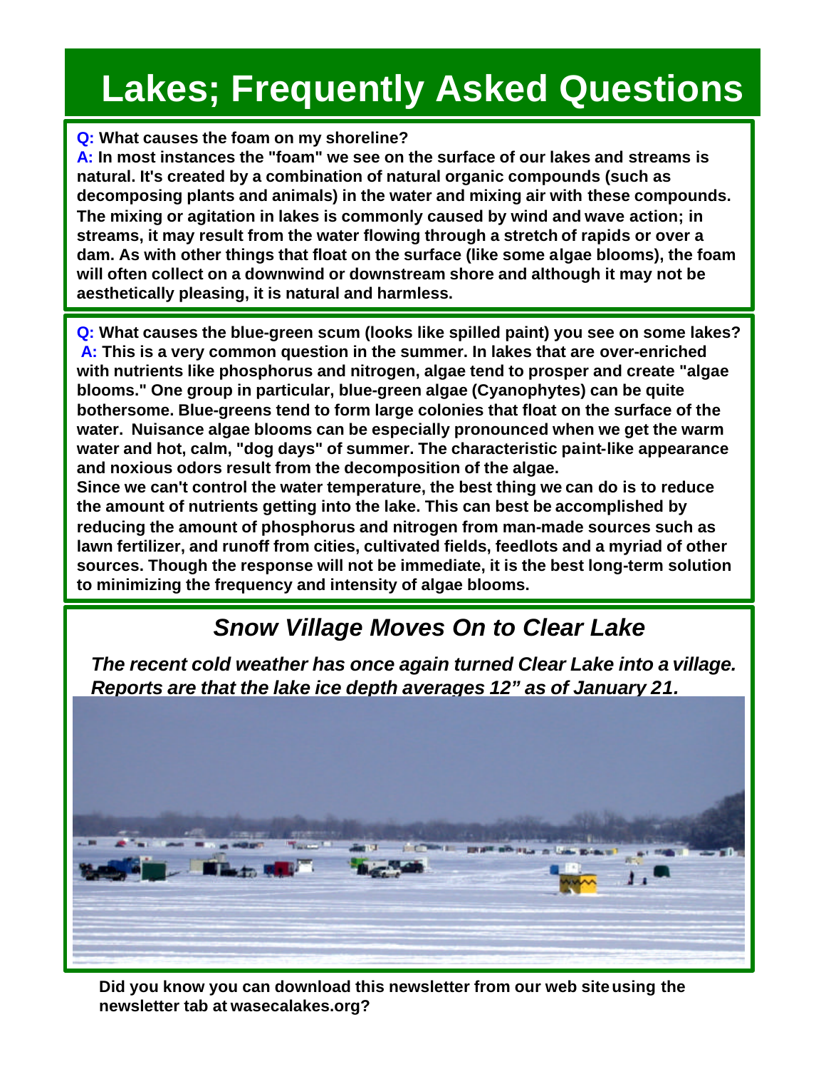# Lakes; Frequently Asked Questions

**Q: What causes the foam on my shoreline?**

**A: In most instances the "foam" we see on the surface of our lakes and streams is natural. It's created by a combination of natural organic compounds (such as decomposing plants and animals) in the water and mixing air with these compounds. The mixing or agitation in lakes is commonly caused by wind and wave action; in streams, it may result from the water flowing through a stretch of rapids or over a dam. As with other things that float on the surface (like some algae blooms), the foam will often collect on a downwind or downstream shore and although it may not be aesthetically pleasing, it is natural and harmless.**

**Q: What causes the blue-green scum (looks like spilled paint) you see on some lakes?**

**A: This is a very common question in the summer. In lakes that are over-enriched with nutrients like phosphorus and nitrogen, algae tend to prosper and create "algae blooms." One group in particular, blue-green algae (Cyanophytes) can be quite bothersome. Blue-greens tend to form large colonies that float on the surface of the water. Nuisance algae blooms can be especially pronounced when we get the warm water and hot, calm, "dog days" of summer. The characteristic paint-like appearance and noxious odors result from the decomposition of the algae.**

**Since we can't control the water temperature, the best thing we can do is to reduce the amount of nutrients getting into the lake. This can best be accomplished by reducing the amount of phosphorus and nitrogen from man-made sources such as lawn fertilizer, and runoff from cities, cultivated fields, feedlots and a myriad of other sources. Though the response will not be immediate, it is the best long-term solution to minimizing the frequency and intensity of algae blooms.**

## *Snow Village Moves On to Clear Lake*

***The recent cold weather has once again turned Clear Lake into a village. Reports are that the lake ice depth averages 12" as of January 21.***

**Did you know you can download this newsletter from our web site using the newsletter tab at wasecalakes.org?**